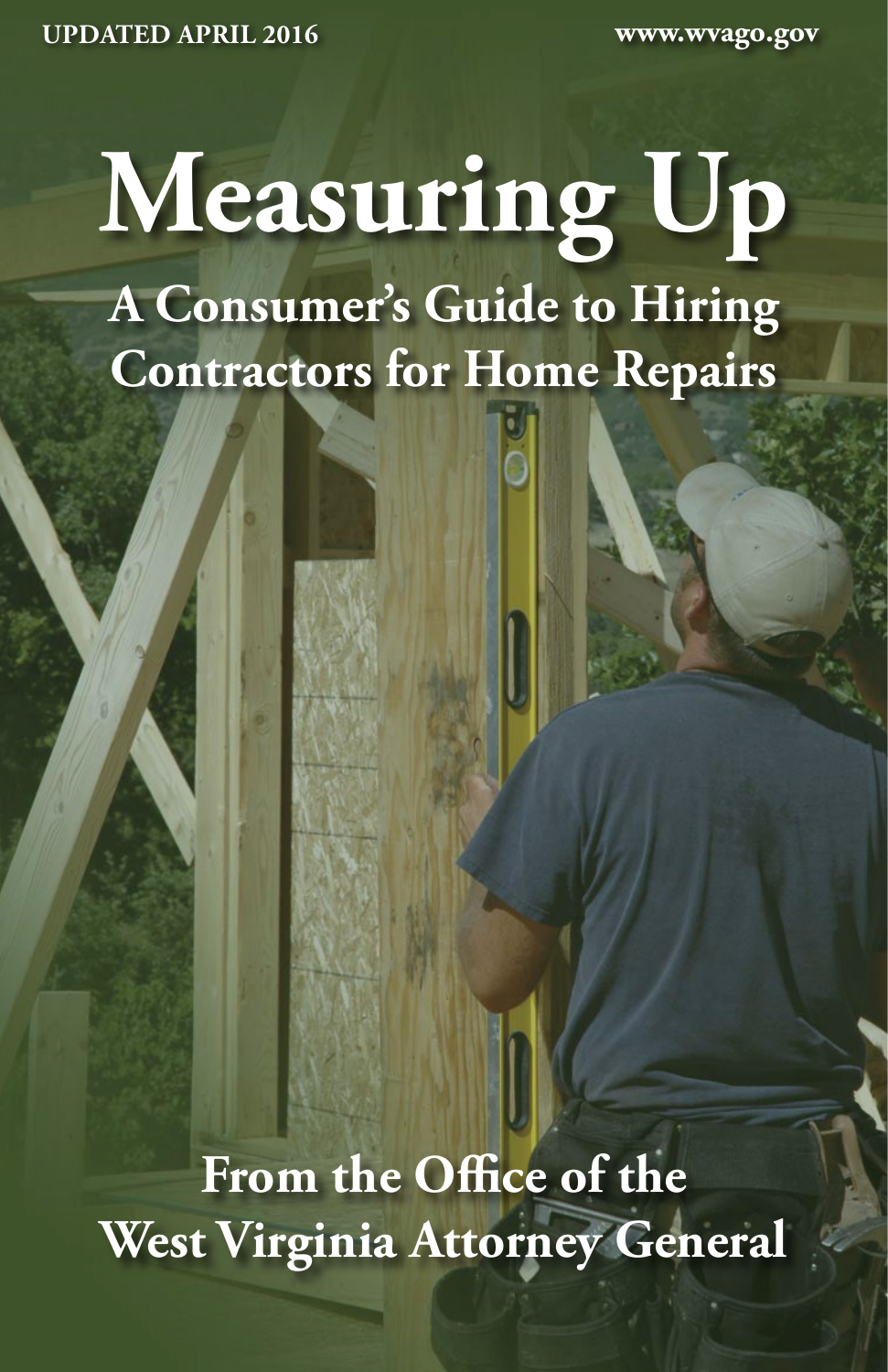UPDATED APRIL 2016

www.wvago.gov

# Measuring Up

## A Consumer's Guide to Hiring Contractors for Home Repairs

From the Office of the West Virginia Attorney General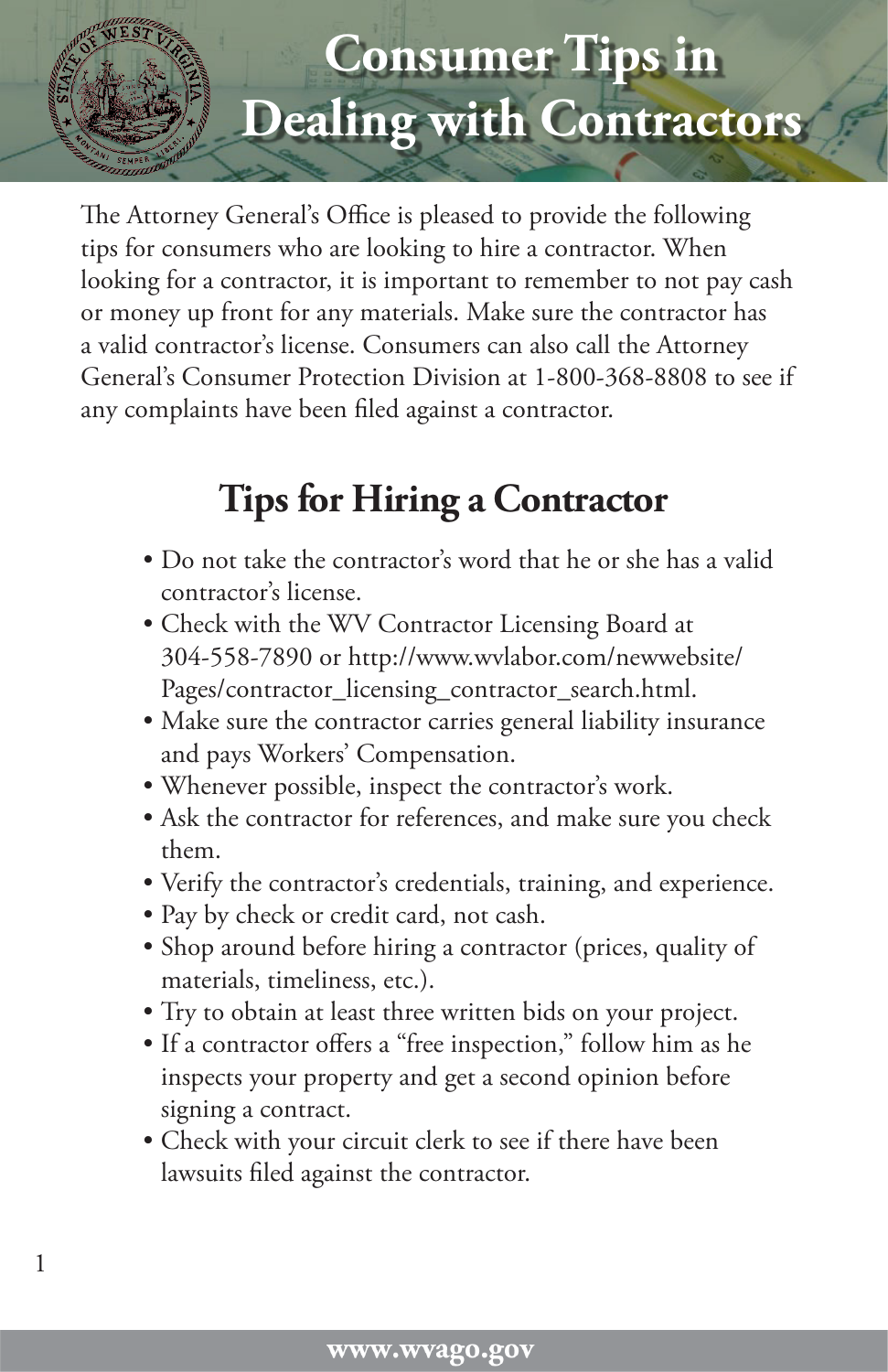# Consumer Tips in Dealing with Contractors

The Attorney General's Office is pleased to provide the following tips for consumers who are looking to hire a contractor. When looking for a contractor, it is important to remember to not pay cash or money up front for any materials. Make sure the contractor has a valid contractor's license. Consumers can also call the Attorney General's Consumer Protection Division at 1-800-368-8808 to see if any complaints have been filed against a contractor.

## Tips for Hiring a Contractor

- Do not take the contractor's word that he or she has a valid contractor's license.
- Check with the WV Contractor Licensing Board at 304-558-7890 or http://www.wvlabor.com/newwebsite/Pages/contractor_licensing_contractor_search.html.
- Make sure the contractor carries general liability insurance and pays Workers' Compensation.
- Whenever possible, inspect the contractor's work.
- Ask the contractor for references, and make sure you check them.
- Verify the contractor's credentials, training, and experience.
- Pay by check or credit card, not cash.
- Shop around before hiring a contractor (prices, quality of materials, timeliness, etc.).
- Try to obtain at least three written bids on your project.
- If a contractor offers a "free inspection," follow him as he inspects your property and get a second opinion before signing a contract.
- Check with your circuit clerk to see if there have been lawsuits filed against the contractor.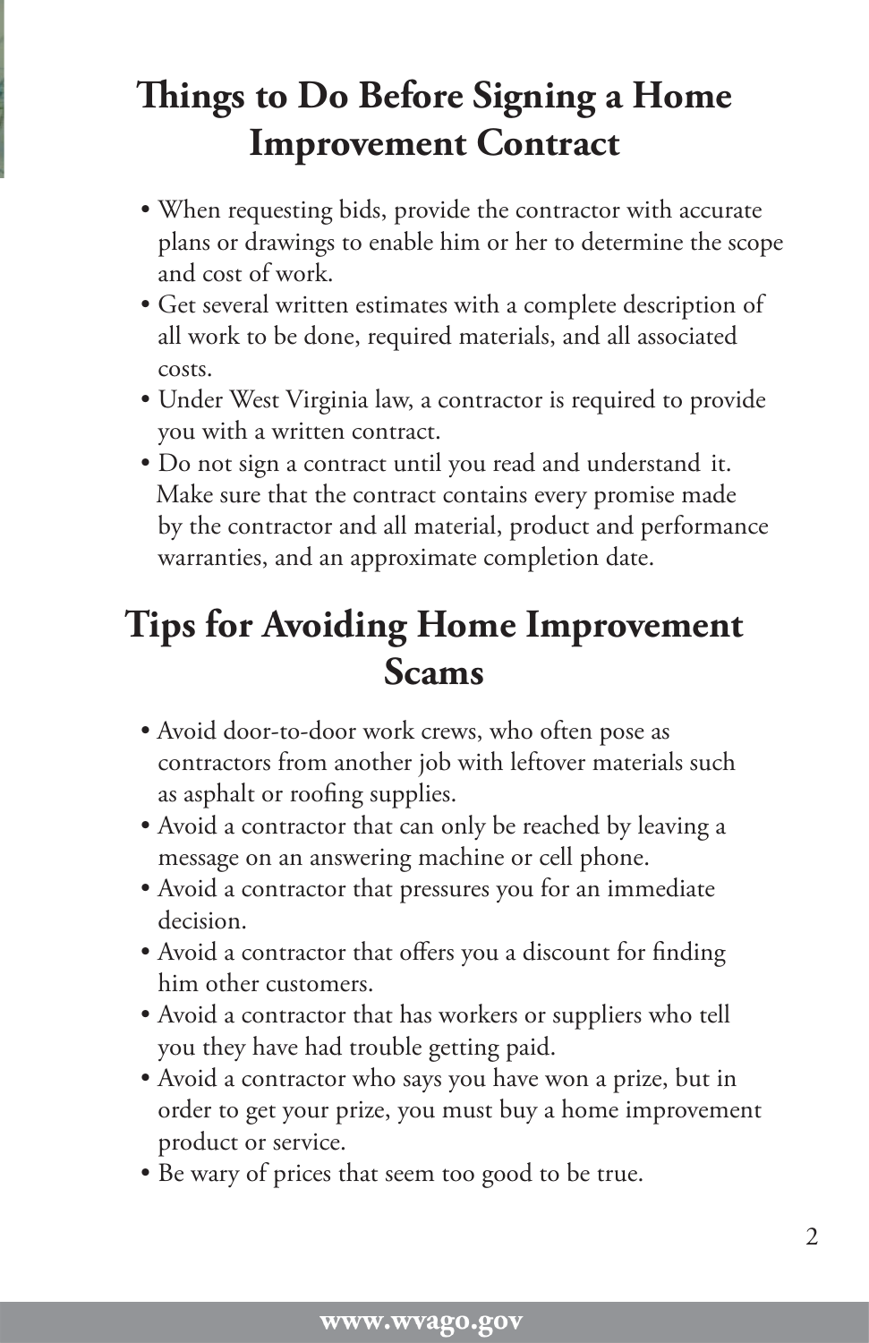## Things to Do Before Signing a Home Improvement Contract

- When requesting bids, provide the contractor with accurate plans or drawings to enable him or her to determine the scope and cost of work.
- Get several written estimates with a complete description of all work to be done, required materials, and all associated costs.
- Under West Virginia law, a contractor is required to provide you with a written contract.
- Do not sign a contract until you read and understand it. Make sure that the contract contains every promise made by the contractor and all material, product and performance warranties, and an approximate completion date.

## Tips for Avoiding Home Improvement Scams

- Avoid door-to-door work crews, who often pose as contractors from another job with leftover materials such as asphalt or roofing supplies.
- Avoid a contractor that can only be reached by leaving a message on an answering machine or cell phone.
- Avoid a contractor that pressures you for an immediate decision.
- Avoid a contractor that offers you a discount for finding him other customers.
- Avoid a contractor that has workers or suppliers who tell you they have had trouble getting paid.
- Avoid a contractor who says you have won a prize, but in order to get your prize, you must buy a home improvement product or service.
- Be wary of prices that seem too good to be true.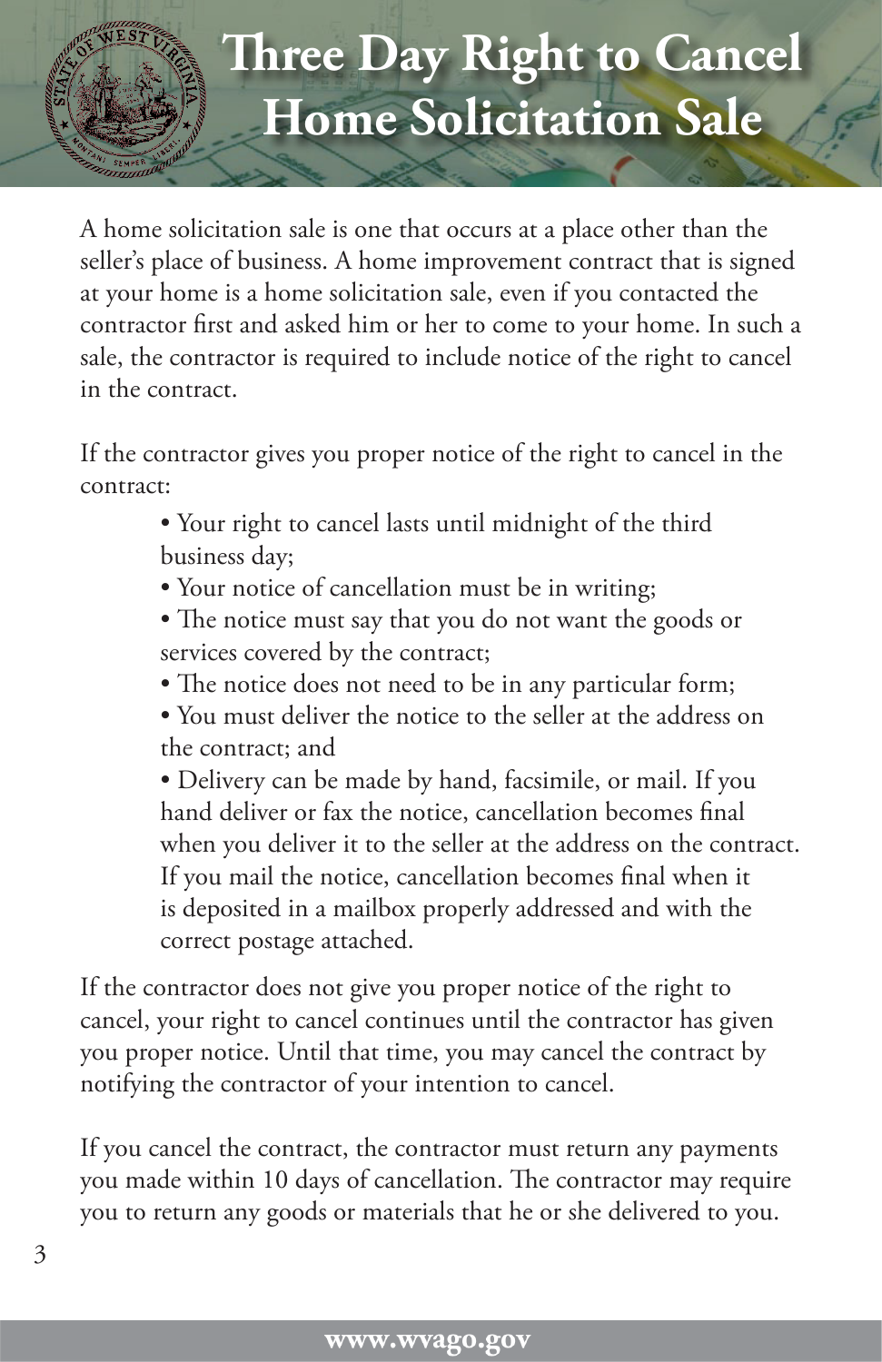# Three Day Right to Cancel Home Solicitation Sale

A home solicitation sale is one that occurs at a place other than the seller's place of business. A home improvement contract that is signed at your home is a home solicitation sale, even if you contacted the contractor first and asked him or her to come to your home. In such a sale, the contractor is required to include notice of the right to cancel in the contract.

If the contractor gives you proper notice of the right to cancel in the contract:

- Your right to cancel lasts until midnight of the third business day;
- Your notice of cancellation must be in writing;
- The notice must say that you do not want the goods or services covered by the contract;
- The notice does not need to be in any particular form;
- You must deliver the notice to the seller at the address on the contract; and
- Delivery can be made by hand, facsimile, or mail. If you hand deliver or fax the notice, cancellation becomes final when you deliver it to the seller at the address on the contract. If you mail the notice, cancellation becomes final when it is deposited in a mailbox properly addressed and with the correct postage attached.

If the contractor does not give you proper notice of the right to cancel, your right to cancel continues until the contractor has given you proper notice. Until that time, you may cancel the contract by notifying the contractor of your intention to cancel.

If you cancel the contract, the contractor must return any payments you made within 10 days of cancellation. The contractor may require you to return any goods or materials that he or she delivered to you.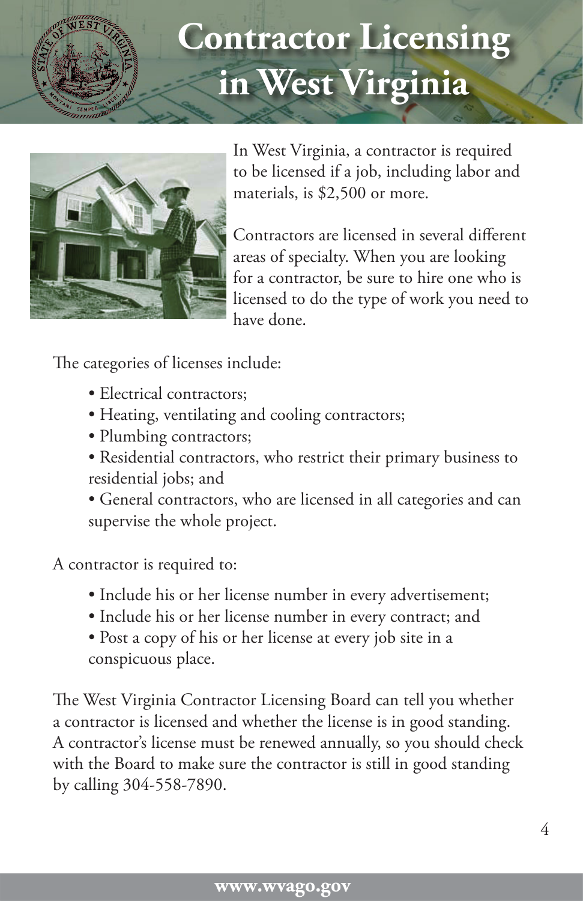# Contractor Licensing in West Virginia

In West Virginia, a contractor is required to be licensed if a job, including labor and materials, is $2,500 or more.

Contractors are licensed in several different areas of specialty. When you are looking for a contractor, be sure to hire one who is licensed to do the type of work you need to have done.

The categories of licenses include:

- Electrical contractors;
- Heating, ventilating and cooling contractors;
- Plumbing contractors;
- Residential contractors, who restrict their primary business to residential jobs; and
- General contractors, who are licensed in all categories and can supervise the whole project.

A contractor is required to:

- Include his or her license number in every advertisement;
- Include his or her license number in every contract; and
- Post a copy of his or her license at every job site in a conspicuous place.

The West Virginia Contractor Licensing Board can tell you whether a contractor is licensed and whether the license is in good standing. A contractor's license must be renewed annually, so you should check with the Board to make sure the contractor is still in good standing by calling 304-558-7890.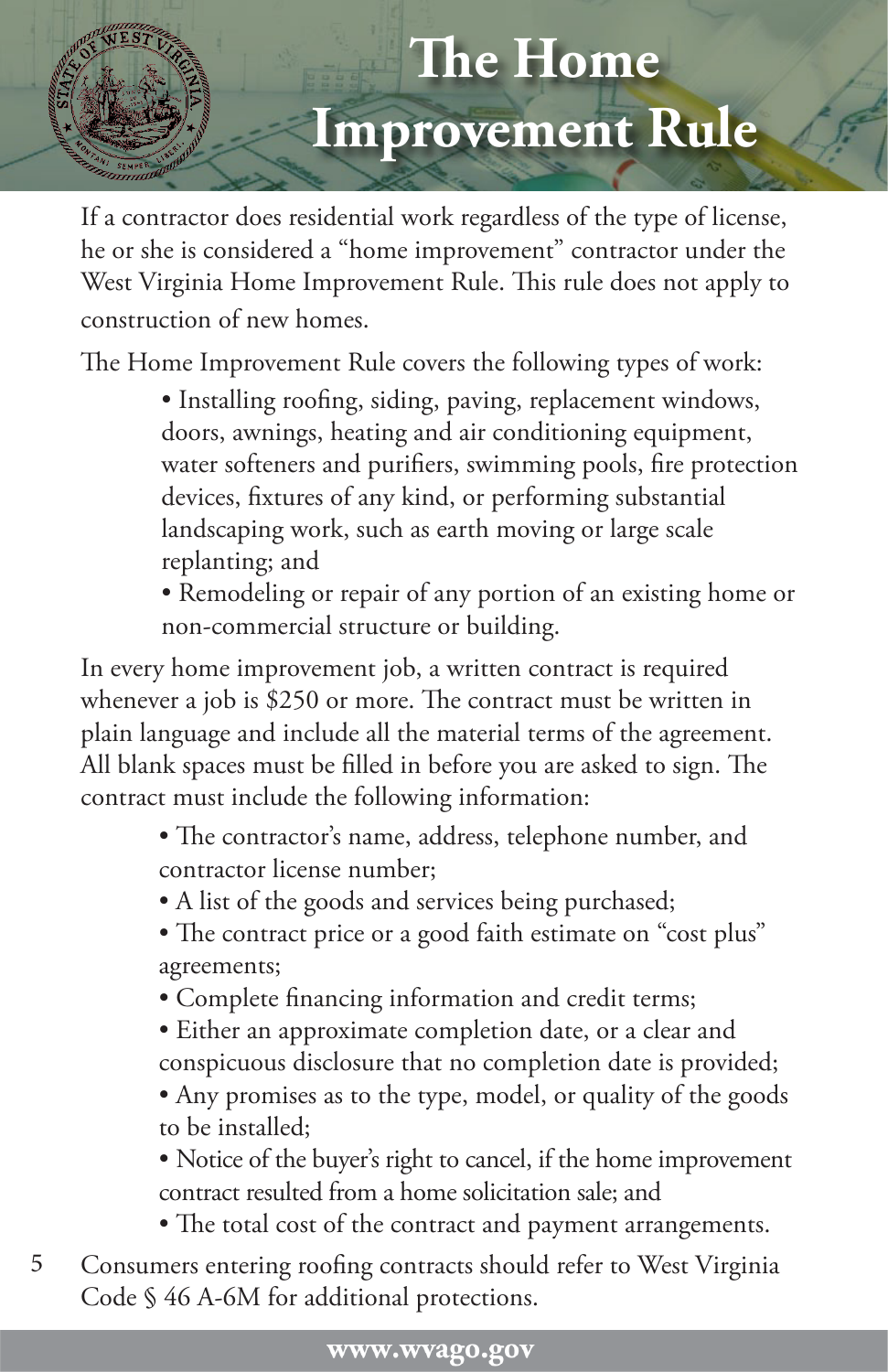# The Home Improvement Rule

If a contractor does residential work regardless of the type of license, he or she is considered a "home improvement" contractor under the West Virginia Home Improvement Rule. This rule does not apply to construction of new homes.

The Home Improvement Rule covers the following types of work:

- Installing roofing, siding, paving, replacement windows, doors, awnings, heating and air conditioning equipment, water softeners and purifiers, swimming pools, fire protection devices, fixtures of any kind, or performing substantial landscaping work, such as earth moving or large scale replanting; and
- Remodeling or repair of any portion of an existing home or non-commercial structure or building.

In every home improvement job, a written contract is required whenever a job is $250 or more. The contract must be written in plain language and include all the material terms of the agreement. All blank spaces must be filled in before you are asked to sign. The contract must include the following information:

- The contractor's name, address, telephone number, and contractor license number;
- A list of the goods and services being purchased;
- The contract price or a good faith estimate on "cost plus" agreements;
- Complete financing information and credit terms;
- Either an approximate completion date, or a clear and conspicuous disclosure that no completion date is provided;
- Any promises as to the type, model, or quality of the goods to be installed;
- Notice of the buyer's right to cancel, if the home improvement contract resulted from a home solicitation sale; and
- The total cost of the contract and payment arrangements.

Consumers entering roofing contracts should refer to West Virginia Code § 46 A-6M for additional protections.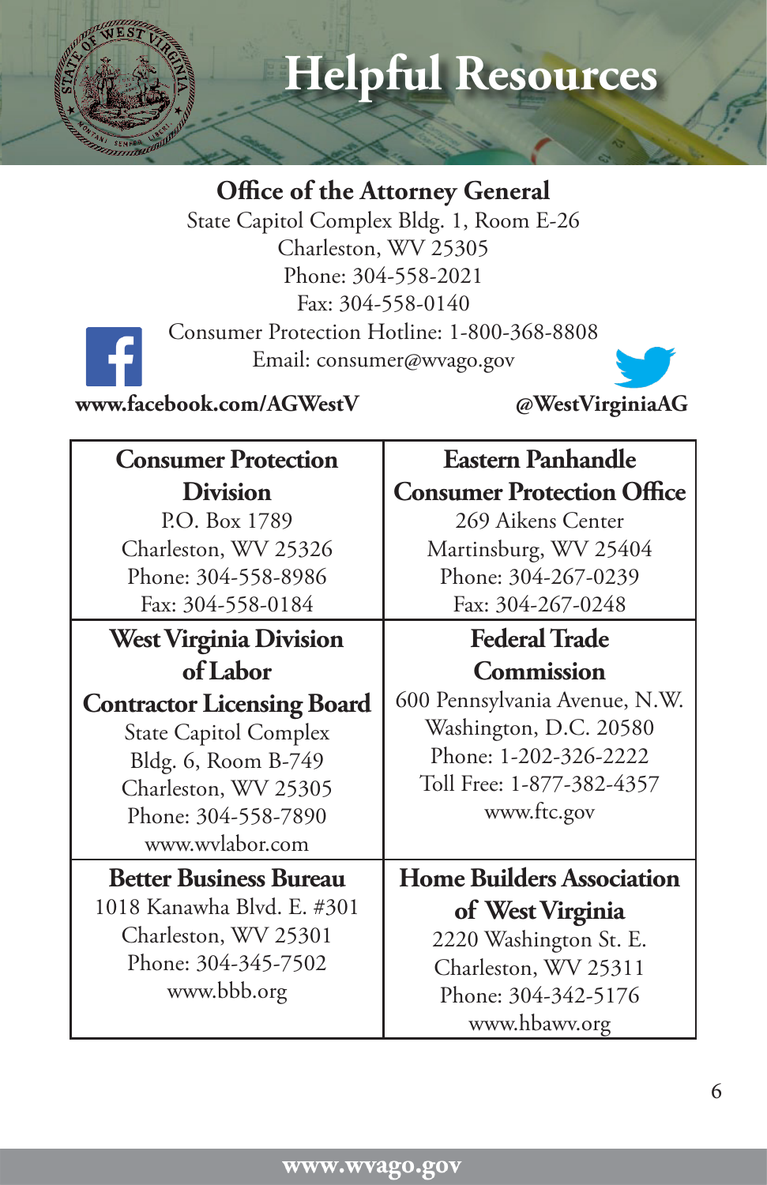# Helpful Resources

## Office of the Attorney General

State Capitol Complex Bldg. 1, Room E-26
Charleston, WV 25305
Phone: 304-558-2021
Fax: 304-558-0140
Consumer Protection Hotline: 1-800-368-8808
Email: consumer@wvago.gov

**www.facebook.com/AGWestV** **@WestVirginiaAG**

| **Consumer Protection Division**<br>P.O. Box 1789<br>Charleston, WV 25326<br>Phone: 304-558-8986<br>Fax: 304-558-0184 | **Eastern Panhandle Consumer Protection Office**<br>269 Aikens Center<br>Martinsburg, WV 25404<br>Phone: 304-267-0239<br>Fax: 304-267-0248 |
|---|---|
| **West Virginia Division of Labor Contractor Licensing Board**<br>State Capitol Complex<br>Bldg. 6, Room B-749<br>Charleston, WV 25305<br>Phone: 304-558-7890<br>www.wvlabor.com | **Federal Trade Commission**<br>600 Pennsylvania Avenue, N.W.<br>Washington, D.C. 20580<br>Phone: 1-202-326-2222<br>Toll Free: 1-877-382-4357<br>www.ftc.gov |
| **Better Business Bureau**<br>1018 Kanawha Blvd. E. #301<br>Charleston, WV 25301<br>Phone: 304-345-7502<br>www.bbb.org | **Home Builders Association of West Virginia**<br>2220 Washington St. E.<br>Charleston, WV 25311<br>Phone: 304-342-5176<br>www.hbawv.org |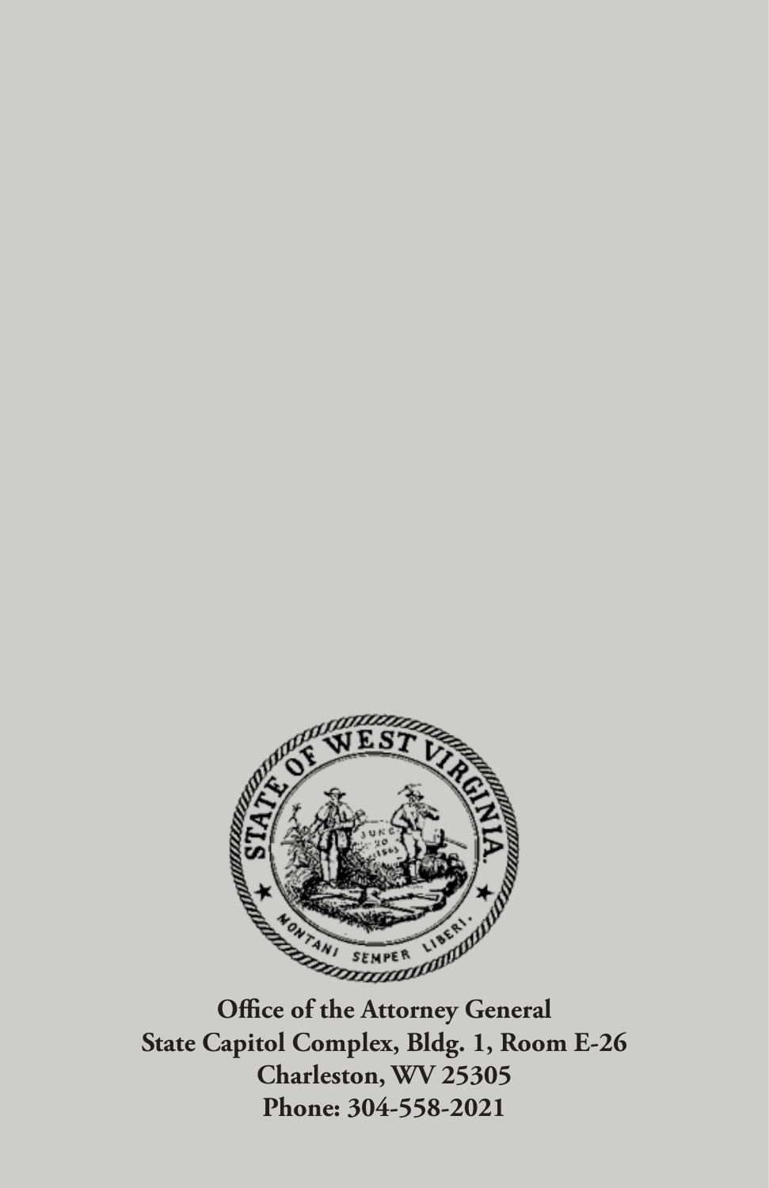**Office of the Attorney General**
**State Capitol Complex, Bldg. 1, Room E-26**
**Charleston, WV 25305**
**Phone: 304-558-2021**